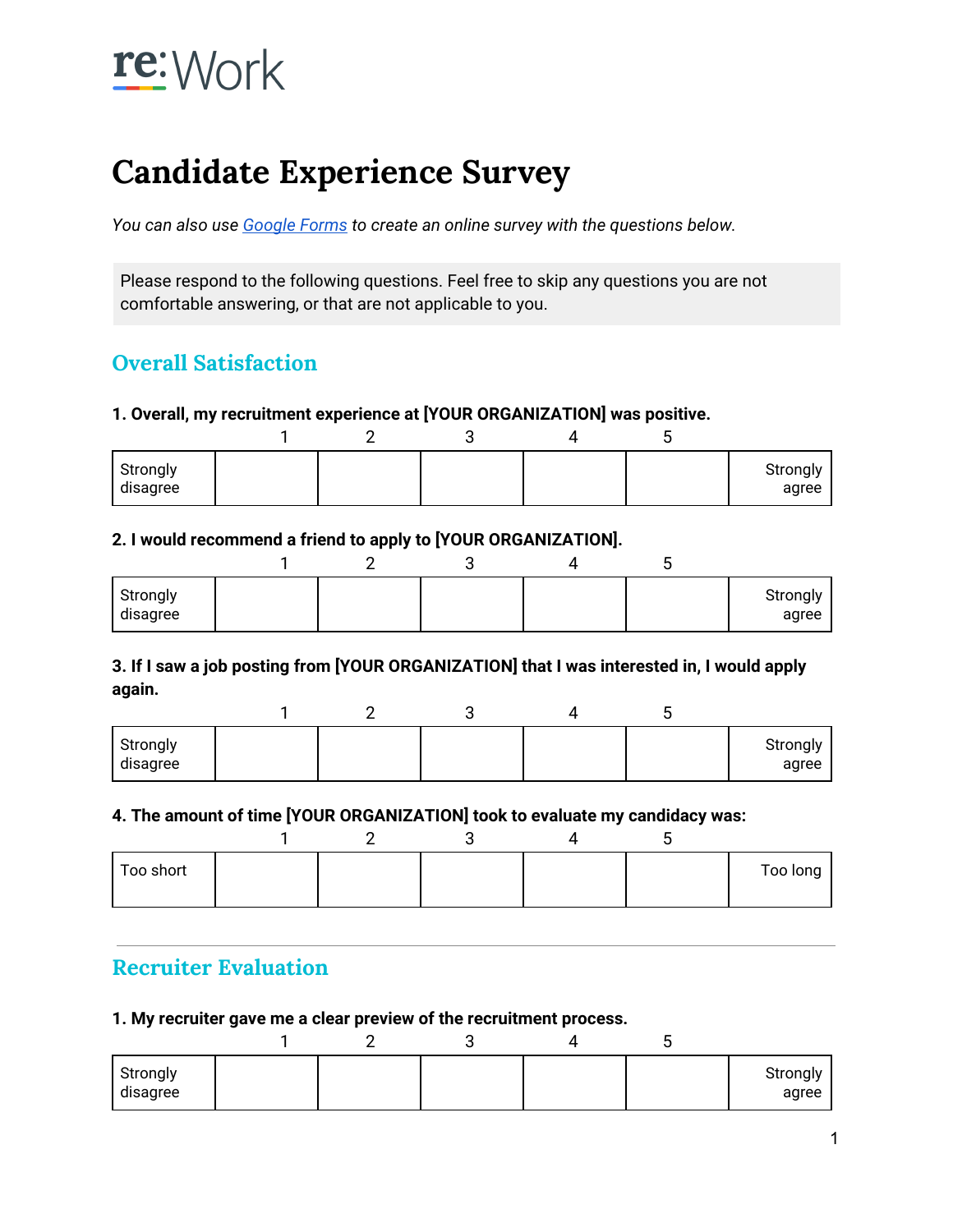re:Work

# Candidate Experience Survey

*You can also use Google Forms to create an online survey with the questions below.*

Please respond to the following questions. Feel free to skip any questions you are not comfortable answering, or that are not applicable to you.

## Overall Satisfaction

**1. Overall, my recruitment experience at [YOUR ORGANIZATION] was positive.**

| | 1 | 2 | 3 | 4 | 5 | |
|---|---|---|---|---|---|---|
| Strongly disagree | | | | | | Strongly agree |

**2. I would recommend a friend to apply to [YOUR ORGANIZATION].**

| | 1 | 2 | 3 | 4 | 5 | |
|---|---|---|---|---|---|---|
| Strongly disagree | | | | | | Strongly agree |

**3. If I saw a job posting from [YOUR ORGANIZATION] that I was interested in, I would apply again.**

| | 1 | 2 | 3 | 4 | 5 | |
|---|---|---|---|---|---|---|
| Strongly disagree | | | | | | Strongly agree |

**4. The amount of time [YOUR ORGANIZATION] took to evaluate my candidacy was:**

| | 1 | 2 | 3 | 4 | 5 | |
|---|---|---|---|---|---|---|
| Too short | | | | | | Too long |

## Recruiter Evaluation

**1. My recruiter gave me a clear preview of the recruitment process.**

| | 1 | 2 | 3 | 4 | 5 | |
|---|---|---|---|---|---|---|
| Strongly disagree | | | | | | Strongly agree |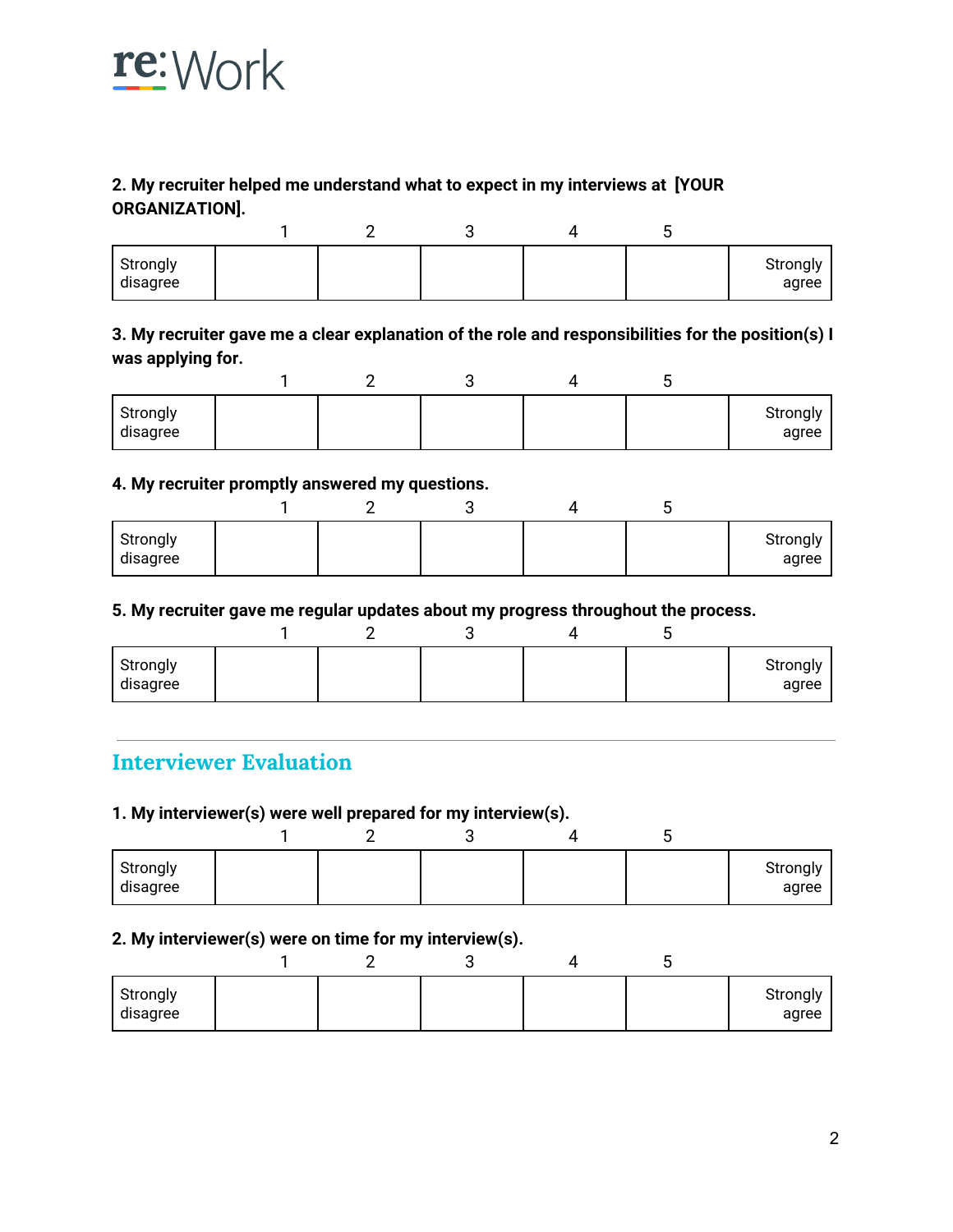re:Work

**2. My recruiter helped me understand what to expect in my interviews at [YOUR ORGANIZATION].**

| | 1 | 2 | 3 | 4 | 5 | |
|---|---|---|---|---|---|---|
| Strongly disagree | | | | | | Strongly agree |

**3. My recruiter gave me a clear explanation of the role and responsibilities for the position(s) I was applying for.**

| | 1 | 2 | 3 | 4 | 5 | |
|---|---|---|---|---|---|---|
| Strongly disagree | | | | | | Strongly agree |

**4. My recruiter promptly answered my questions.**

| | 1 | 2 | 3 | 4 | 5 | |
|---|---|---|---|---|---|---|
| Strongly disagree | | | | | | Strongly agree |

**5. My recruiter gave me regular updates about my progress throughout the process.**

| | 1 | 2 | 3 | 4 | 5 | |
|---|---|---|---|---|---|---|
| Strongly disagree | | | | | | Strongly agree |

---

## Interviewer Evaluation

**1. My interviewer(s) were well prepared for my interview(s).**

| | 1 | 2 | 3 | 4 | 5 | |
|---|---|---|---|---|---|---|
| Strongly disagree | | | | | | Strongly agree |

**2. My interviewer(s) were on time for my interview(s).**

| | 1 | 2 | 3 | 4 | 5 | |
|---|---|---|---|---|---|---|
| Strongly disagree | | | | | | Strongly agree |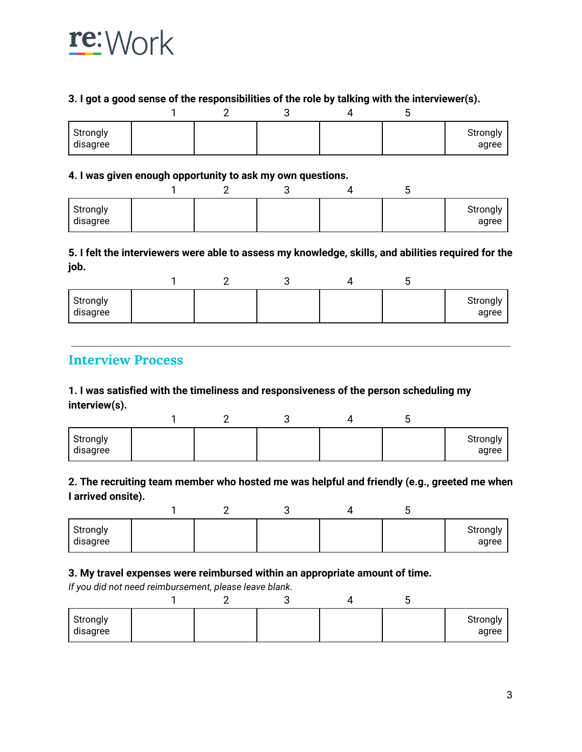**3. I got a good sense of the responsibilities of the role by talking with the interviewer(s).**

| | 1 | 2 | 3 | 4 | 5 | |
|---|---|---|---|---|---|---|
| Strongly disagree | | | | | | Strongly agree |

**4. I was given enough opportunity to ask my own questions.**

| | 1 | 2 | 3 | 4 | 5 | |
|---|---|---|---|---|---|---|
| Strongly disagree | | | | | | Strongly agree |

**5. I felt the interviewers were able to assess my knowledge, skills, and abilities required for the job.**

| | 1 | 2 | 3 | 4 | 5 | |
|---|---|---|---|---|---|---|
| Strongly disagree | | | | | | Strongly agree |

---

## Interview Process

**1. I was satisfied with the timeliness and responsiveness of the person scheduling my interview(s).**

| | 1 | 2 | 3 | 4 | 5 | |
|---|---|---|---|---|---|---|
| Strongly disagree | | | | | | Strongly agree |

**2. The recruiting team member who hosted me was helpful and friendly (e.g., greeted me when I arrived onsite).**

| | 1 | 2 | 3 | 4 | 5 | |
|---|---|---|---|---|---|---|
| Strongly disagree | | | | | | Strongly agree |

**3. My travel expenses were reimbursed within an appropriate amount of time.**

*If you did not need reimbursement, please leave blank.*

| | 1 | 2 | 3 | 4 | 5 | |
|---|---|---|---|---|---|---|
| Strongly disagree | | | | | | Strongly agree |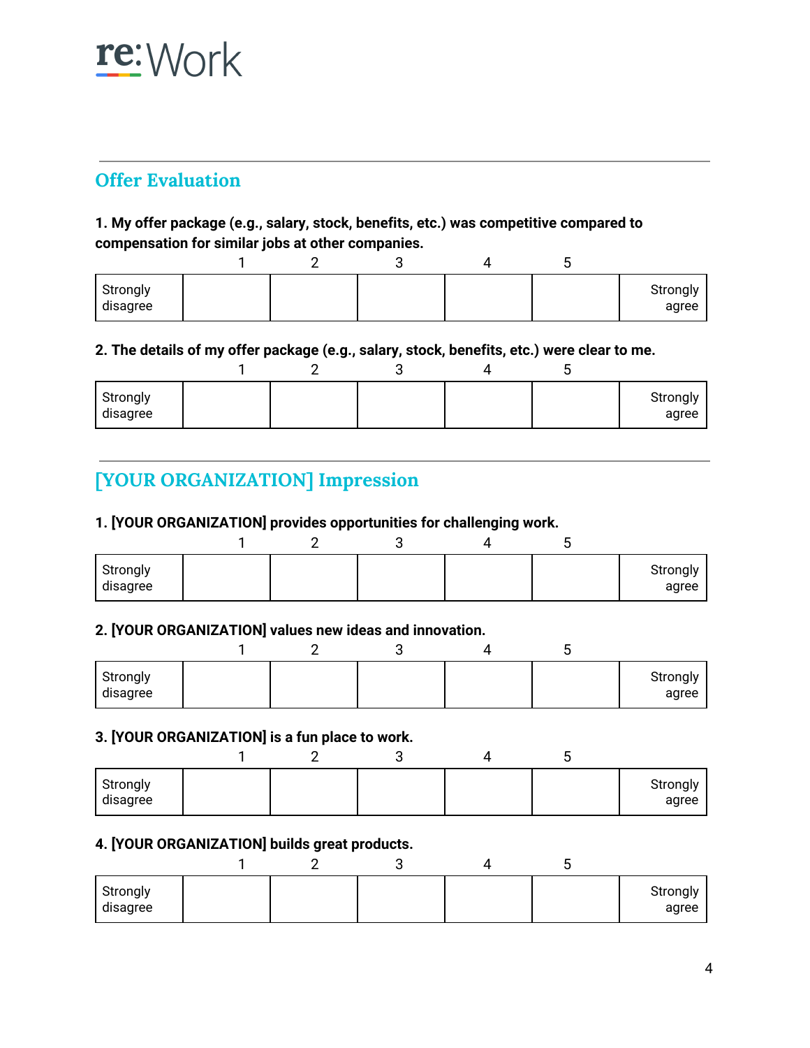## Offer Evaluation

**1. My offer package (e.g., salary, stock, benefits, etc.) was competitive compared to compensation for similar jobs at other companies.**

| | 1 | 2 | 3 | 4 | 5 | |
|---|---|---|---|---|---|---|
| Strongly disagree | | | | | | Strongly agree |

**2. The details of my offer package (e.g., salary, stock, benefits, etc.) were clear to me.**

| | 1 | 2 | 3 | 4 | 5 | |
|---|---|---|---|---|---|---|
| Strongly disagree | | | | | | Strongly agree |

## [YOUR ORGANIZATION] Impression

**1. [YOUR ORGANIZATION] provides opportunities for challenging work.**

| | 1 | 2 | 3 | 4 | 5 | |
|---|---|---|---|---|---|---|
| Strongly disagree | | | | | | Strongly agree |

**2. [YOUR ORGANIZATION] values new ideas and innovation.**

| | 1 | 2 | 3 | 4 | 5 | |
|---|---|---|---|---|---|---|
| Strongly disagree | | | | | | Strongly agree |

**3. [YOUR ORGANIZATION] is a fun place to work.**

| | 1 | 2 | 3 | 4 | 5 | |
|---|---|---|---|---|---|---|
| Strongly disagree | | | | | | Strongly agree |

**4. [YOUR ORGANIZATION] builds great products.**

| | 1 | 2 | 3 | 4 | 5 | |
|---|---|---|---|---|---|---|
| Strongly disagree | | | | | | Strongly agree |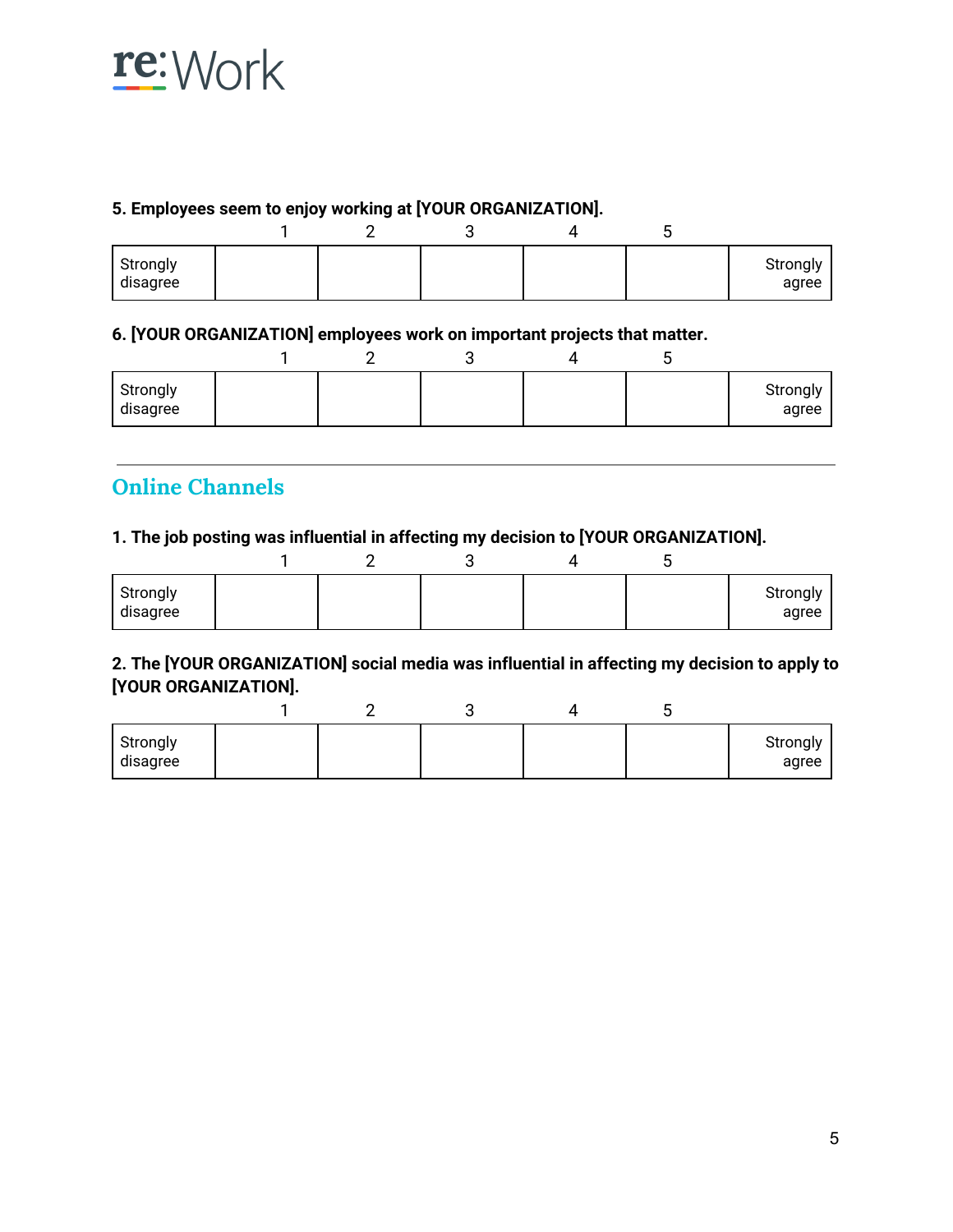**5. Employees seem to enjoy working at [YOUR ORGANIZATION].**

| | 1 | 2 | 3 | 4 | 5 | |
|---|---|---|---|---|---|---|
| Strongly disagree | | | | | | Strongly agree |

**6. [YOUR ORGANIZATION] employees work on important projects that matter.**

| | 1 | 2 | 3 | 4 | 5 | |
|---|---|---|---|---|---|---|
| Strongly disagree | | | | | | Strongly agree |

---

## Online Channels

**1. The job posting was influential in affecting my decision to [YOUR ORGANIZATION].**

| | 1 | 2 | 3 | 4 | 5 | |
|---|---|---|---|---|---|---|
| Strongly disagree | | | | | | Strongly agree |

**2. The [YOUR ORGANIZATION] social media was influential in affecting my decision to apply to [YOUR ORGANIZATION].**

| | 1 | 2 | 3 | 4 | 5 | |
|---|---|---|---|---|---|---|
| Strongly disagree | | | | | | Strongly agree |